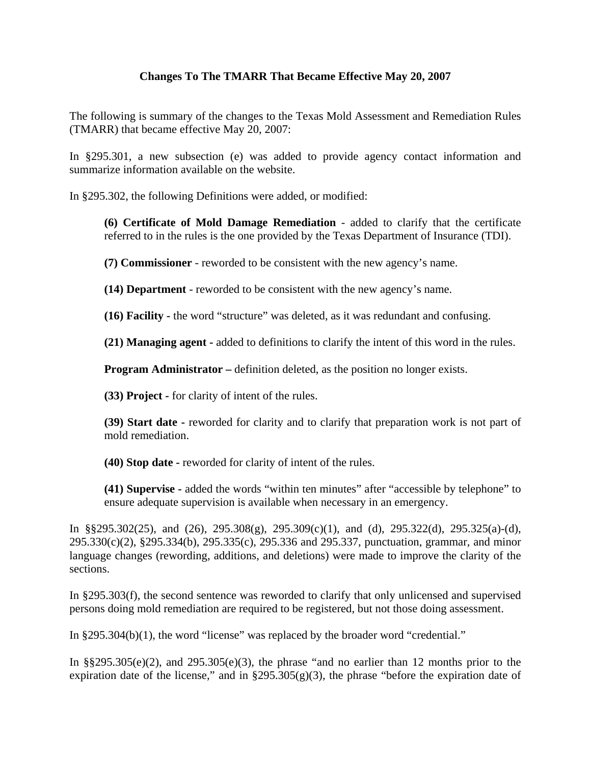# Changes To The TMARR That Became Effective May 20, 2007

The following is summary of the changes to the Texas Mold Assessment and Remediation Rules (TMARR) that became effective May 20, 2007:

In §295.301, a new subsection (e) was added to provide agency contact information and summarize information available on the website.

In §295.302, the following Definitions were added, or modified:

> **(6) Certificate of Mold Damage Remediation** - added to clarify that the certificate referred to in the rules is the one provided by the Texas Department of Insurance (TDI).
>
> **(7) Commissioner** - reworded to be consistent with the new agency's name.
>
> **(14) Department** - reworded to be consistent with the new agency's name.
>
> **(16) Facility -** the word "structure" was deleted, as it was redundant and confusing.
>
> **(21) Managing agent -** added to definitions to clarify the intent of this word in the rules.
>
> **Program Administrator –** definition deleted, as the position no longer exists.
>
> **(33) Project -** for clarity of intent of the rules.
>
> **(39) Start date -** reworded for clarity and to clarify that preparation work is not part of mold remediation.
>
> **(40) Stop date -** reworded for clarity of intent of the rules.
>
> **(41) Supervise** - added the words "within ten minutes" after "accessible by telephone" to ensure adequate supervision is available when necessary in an emergency.

In §§295.302(25), and (26), 295.308(g), 295.309(c)(1), and (d), 295.322(d), 295.325(a)-(d), 295.330(c)(2), §295.334(b), 295.335(c), 295.336 and 295.337, punctuation, grammar, and minor language changes (rewording, additions, and deletions) were made to improve the clarity of the sections.

In §295.303(f), the second sentence was reworded to clarify that only unlicensed and supervised persons doing mold remediation are required to be registered, but not those doing assessment.

In §295.304(b)(1), the word "license" was replaced by the broader word "credential."

In §§295.305(e)(2), and 295.305(e)(3), the phrase "and no earlier than 12 months prior to the expiration date of the license," and in §295.305(g)(3), the phrase "before the expiration date of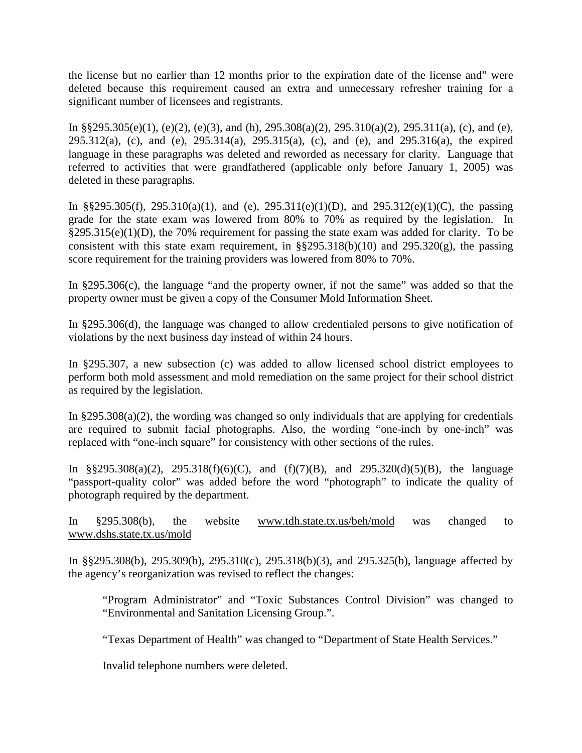the license but no earlier than 12 months prior to the expiration date of the license and" were deleted because this requirement caused an extra and unnecessary refresher training for a significant number of licensees and registrants.

In §§295.305(e)(1), (e)(2), (e)(3), and (h), 295.308(a)(2), 295.310(a)(2), 295.311(a), (c), and (e), 295.312(a), (c), and (e), 295.314(a), 295.315(a), (c), and (e), and 295.316(a), the expired language in these paragraphs was deleted and reworded as necessary for clarity. Language that referred to activities that were grandfathered (applicable only before January 1, 2005) was deleted in these paragraphs.

In §§295.305(f), 295.310(a)(1), and (e), 295.311(e)(1)(D), and 295.312(e)(1)(C), the passing grade for the state exam was lowered from 80% to 70% as required by the legislation. In §295.315(e)(1)(D), the 70% requirement for passing the state exam was added for clarity. To be consistent with this state exam requirement, in §§295.318(b)(10) and 295.320(g), the passing score requirement for the training providers was lowered from 80% to 70%.

In §295.306(c), the language "and the property owner, if not the same" was added so that the property owner must be given a copy of the Consumer Mold Information Sheet.

In §295.306(d), the language was changed to allow credentialed persons to give notification of violations by the next business day instead of within 24 hours.

In §295.307, a new subsection (c) was added to allow licensed school district employees to perform both mold assessment and mold remediation on the same project for their school district as required by the legislation.

In §295.308(a)(2), the wording was changed so only individuals that are applying for credentials are required to submit facial photographs. Also, the wording "one-inch by one-inch" was replaced with "one-inch square" for consistency with other sections of the rules.

In §§295.308(a)(2), 295.318(f)(6)(C), and (f)(7)(B), and 295.320(d)(5)(B), the language "passport-quality color" was added before the word "photograph" to indicate the quality of photograph required by the department.

In §295.308(b), the website www.tdh.state.tx.us/beh/mold was changed to www.dshs.state.tx.us/mold

In §§295.308(b), 295.309(b), 295.310(c), 295.318(b)(3), and 295.325(b), language affected by the agency's reorganization was revised to reflect the changes:

> "Program Administrator" and "Toxic Substances Control Division" was changed to "Environmental and Sanitation Licensing Group.".
>
> "Texas Department of Health" was changed to "Department of State Health Services."
>
> Invalid telephone numbers were deleted.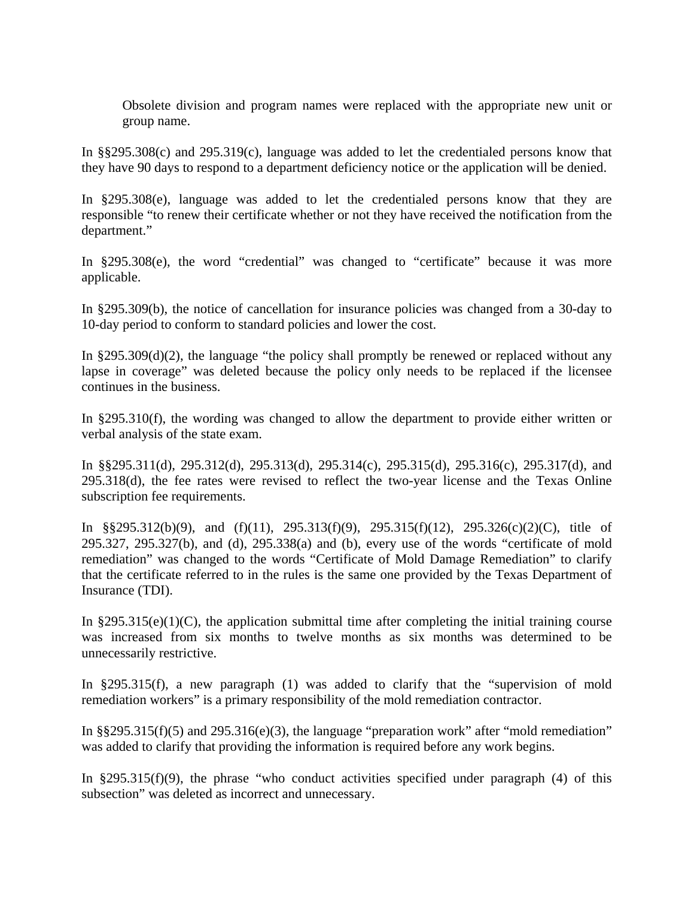Obsolete division and program names were replaced with the appropriate new unit or group name.

In §§295.308(c) and 295.319(c), language was added to let the credentialed persons know that they have 90 days to respond to a department deficiency notice or the application will be denied.

In §295.308(e), language was added to let the credentialed persons know that they are responsible "to renew their certificate whether or not they have received the notification from the department."

In §295.308(e), the word "credential" was changed to "certificate" because it was more applicable.

In §295.309(b), the notice of cancellation for insurance policies was changed from a 30-day to 10-day period to conform to standard policies and lower the cost.

In §295.309(d)(2), the language "the policy shall promptly be renewed or replaced without any lapse in coverage" was deleted because the policy only needs to be replaced if the licensee continues in the business.

In §295.310(f), the wording was changed to allow the department to provide either written or verbal analysis of the state exam.

In §§295.311(d), 295.312(d), 295.313(d), 295.314(c), 295.315(d), 295.316(c), 295.317(d), and 295.318(d), the fee rates were revised to reflect the two-year license and the Texas Online subscription fee requirements.

In §§295.312(b)(9), and (f)(11), 295.313(f)(9), 295.315(f)(12), 295.326(c)(2)(C), title of 295.327, 295.327(b), and (d), 295.338(a) and (b), every use of the words "certificate of mold remediation" was changed to the words "Certificate of Mold Damage Remediation" to clarify that the certificate referred to in the rules is the same one provided by the Texas Department of Insurance (TDI).

In §295.315(e)(1)(C), the application submittal time after completing the initial training course was increased from six months to twelve months as six months was determined to be unnecessarily restrictive.

In §295.315(f), a new paragraph (1) was added to clarify that the "supervision of mold remediation workers" is a primary responsibility of the mold remediation contractor.

In §§295.315(f)(5) and 295.316(e)(3), the language "preparation work" after "mold remediation" was added to clarify that providing the information is required before any work begins.

In §295.315(f)(9), the phrase "who conduct activities specified under paragraph (4) of this subsection" was deleted as incorrect and unnecessary.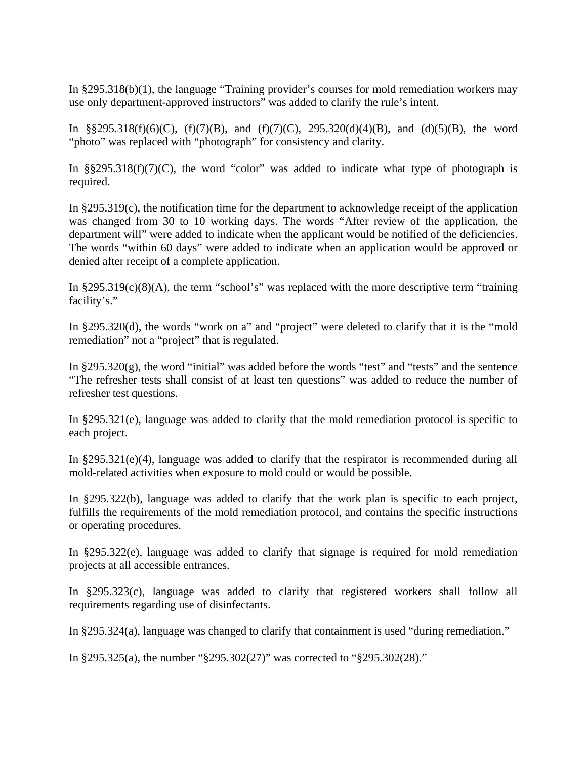In §295.318(b)(1), the language "Training provider's courses for mold remediation workers may use only department-approved instructors" was added to clarify the rule's intent.

In §§295.318(f)(6)(C), (f)(7)(B), and (f)(7)(C), 295.320(d)(4)(B), and (d)(5)(B), the word "photo" was replaced with "photograph" for consistency and clarity.

In §§295.318(f)(7)(C), the word "color" was added to indicate what type of photograph is required.

In §295.319(c), the notification time for the department to acknowledge receipt of the application was changed from 30 to 10 working days. The words "After review of the application, the department will" were added to indicate when the applicant would be notified of the deficiencies. The words "within 60 days" were added to indicate when an application would be approved or denied after receipt of a complete application.

In §295.319(c)(8)(A), the term "school's" was replaced with the more descriptive term "training facility's."

In §295.320(d), the words "work on a" and "project" were deleted to clarify that it is the "mold remediation" not a "project" that is regulated.

In §295.320(g), the word "initial" was added before the words "test" and "tests" and the sentence "The refresher tests shall consist of at least ten questions" was added to reduce the number of refresher test questions.

In §295.321(e), language was added to clarify that the mold remediation protocol is specific to each project.

In §295.321(e)(4), language was added to clarify that the respirator is recommended during all mold-related activities when exposure to mold could or would be possible.

In §295.322(b), language was added to clarify that the work plan is specific to each project, fulfills the requirements of the mold remediation protocol, and contains the specific instructions or operating procedures.

In §295.322(e), language was added to clarify that signage is required for mold remediation projects at all accessible entrances.

In §295.323(c), language was added to clarify that registered workers shall follow all requirements regarding use of disinfectants.

In §295.324(a), language was changed to clarify that containment is used "during remediation."

In §295.325(a), the number "§295.302(27)" was corrected to "§295.302(28)."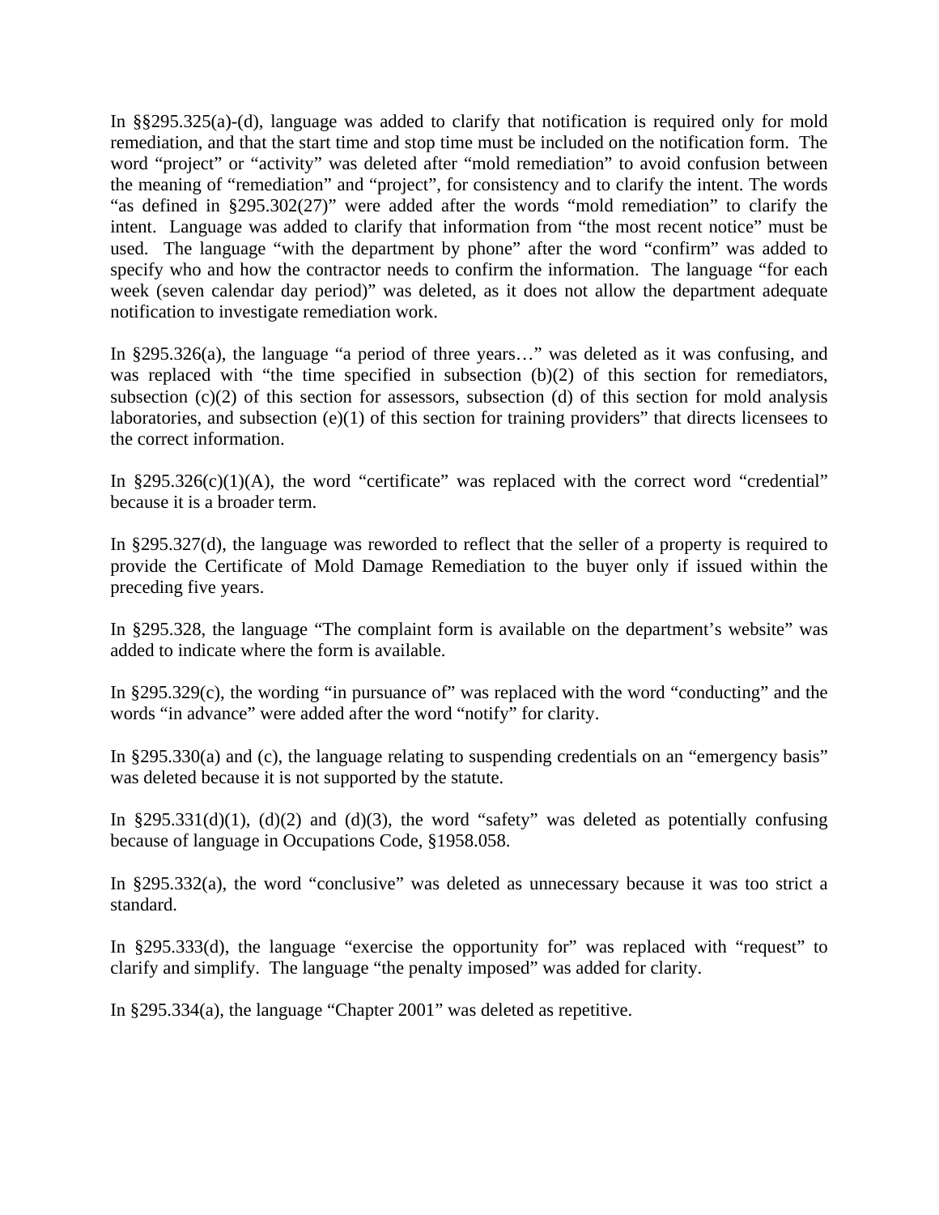In §§295.325(a)-(d), language was added to clarify that notification is required only for mold remediation, and that the start time and stop time must be included on the notification form. The word "project" or "activity" was deleted after "mold remediation" to avoid confusion between the meaning of "remediation" and "project", for consistency and to clarify the intent. The words "as defined in §295.302(27)" were added after the words "mold remediation" to clarify the intent. Language was added to clarify that information from "the most recent notice" must be used. The language "with the department by phone" after the word "confirm" was added to specify who and how the contractor needs to confirm the information. The language "for each week (seven calendar day period)" was deleted, as it does not allow the department adequate notification to investigate remediation work.

In §295.326(a), the language "a period of three years…" was deleted as it was confusing, and was replaced with "the time specified in subsection (b)(2) of this section for remediators, subsection (c)(2) of this section for assessors, subsection (d) of this section for mold analysis laboratories, and subsection (e)(1) of this section for training providers" that directs licensees to the correct information.

In §295.326(c)(1)(A), the word "certificate" was replaced with the correct word "credential" because it is a broader term.

In §295.327(d), the language was reworded to reflect that the seller of a property is required to provide the Certificate of Mold Damage Remediation to the buyer only if issued within the preceding five years.

In §295.328, the language "The complaint form is available on the department's website" was added to indicate where the form is available.

In §295.329(c), the wording "in pursuance of" was replaced with the word "conducting" and the words "in advance" were added after the word "notify" for clarity.

In §295.330(a) and (c), the language relating to suspending credentials on an "emergency basis" was deleted because it is not supported by the statute.

In §295.331(d)(1), (d)(2) and (d)(3), the word "safety" was deleted as potentially confusing because of language in Occupations Code, §1958.058.

In §295.332(a), the word "conclusive" was deleted as unnecessary because it was too strict a standard.

In §295.333(d), the language "exercise the opportunity for" was replaced with "request" to clarify and simplify. The language "the penalty imposed" was added for clarity.

In §295.334(a), the language "Chapter 2001" was deleted as repetitive.